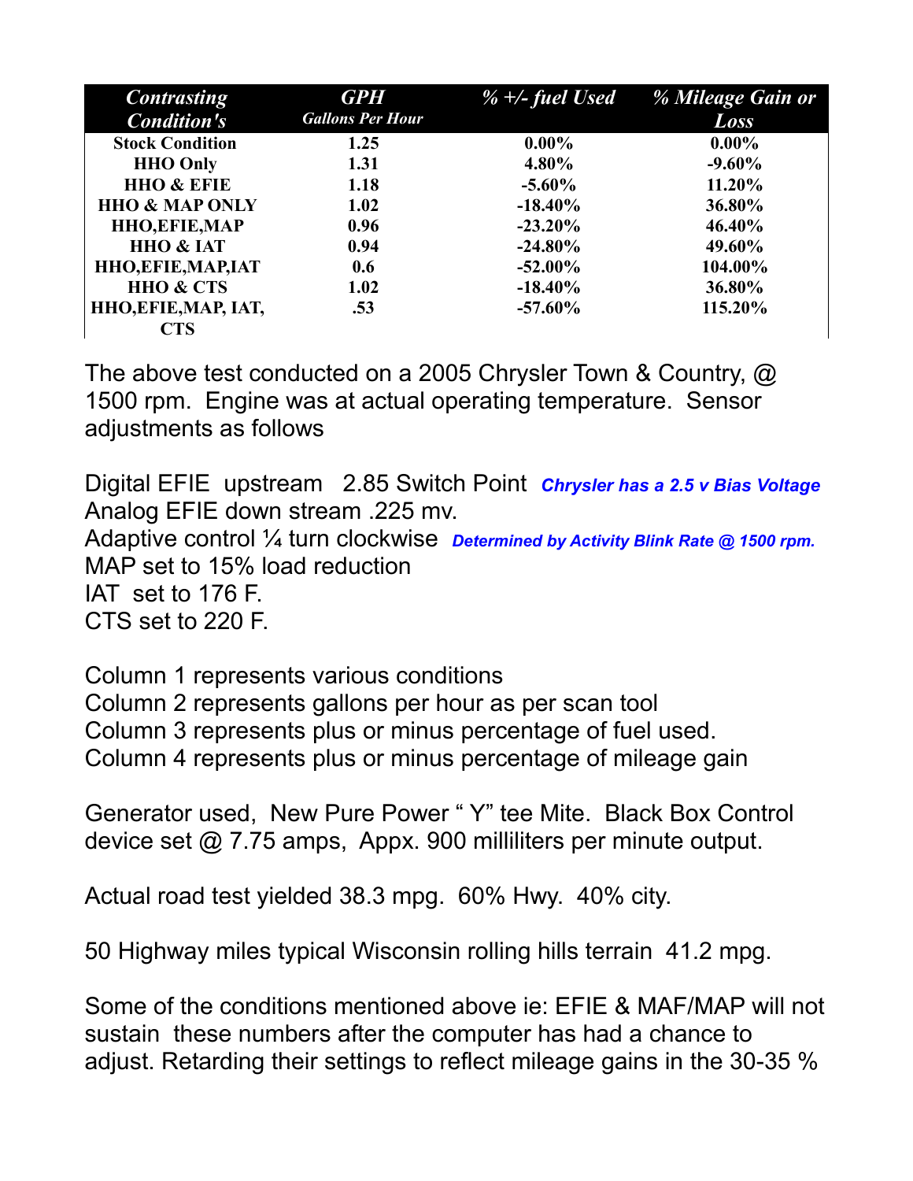| *Contrasting Condition's* | *GPH Gallons Per Hour* | *% +/- fuel Used* | *% Mileage Gain or Loss* |
|---|---|---|---|
| **Stock Condition** | **1.25** | **0.00%** | **0.00%** |
| **HHO Only** | **1.31** | **4.80%** | **-9.60%** |
| **HHO & EFIE** | **1.18** | **-5.60%** | **11.20%** |
| **HHO & MAP ONLY** | **1.02** | **-18.40%** | **36.80%** |
| **HHO,EFIE,MAP** | **0.96** | **-23.20%** | **46.40%** |
| **HHO & IAT** | **0.94** | **-24.80%** | **49.60%** |
| **HHO,EFIE,MAP,IAT** | **0.6** | **-52.00%** | **104.00%** |
| **HHO & CTS** | **1.02** | **-18.40%** | **36.80%** |
| **HHO,EFIE,MAP, IAT, CTS** | **.53** | **-57.60%** | **115.20%** |

The above test conducted on a 2005 Chrysler Town & Country, @ 1500 rpm. Engine was at actual operating temperature. Sensor adjustments as follows

Digital EFIE upstream 2.85 Switch Point ***Chrysler has a 2.5 v Bias Voltage***
Analog EFIE down stream .225 mv.
Adaptive control ¼ turn clockwise ***Determined by Activity Blink Rate @ 1500 rpm.***
MAP set to 15% load reduction
IAT set to 176 F.
CTS set to 220 F.

Column 1 represents various conditions
Column 2 represents gallons per hour as per scan tool
Column 3 represents plus or minus percentage of fuel used.
Column 4 represents plus or minus percentage of mileage gain

Generator used, New Pure Power " Y" tee Mite. Black Box Control device set @ 7.75 amps, Appx. 900 milliliters per minute output.

Actual road test yielded 38.3 mpg. 60% Hwy. 40% city.

50 Highway miles typical Wisconsin rolling hills terrain 41.2 mpg.

Some of the conditions mentioned above ie: EFIE & MAF/MAP will not sustain these numbers after the computer has had a chance to adjust. Retarding their settings to reflect mileage gains in the 30-35 %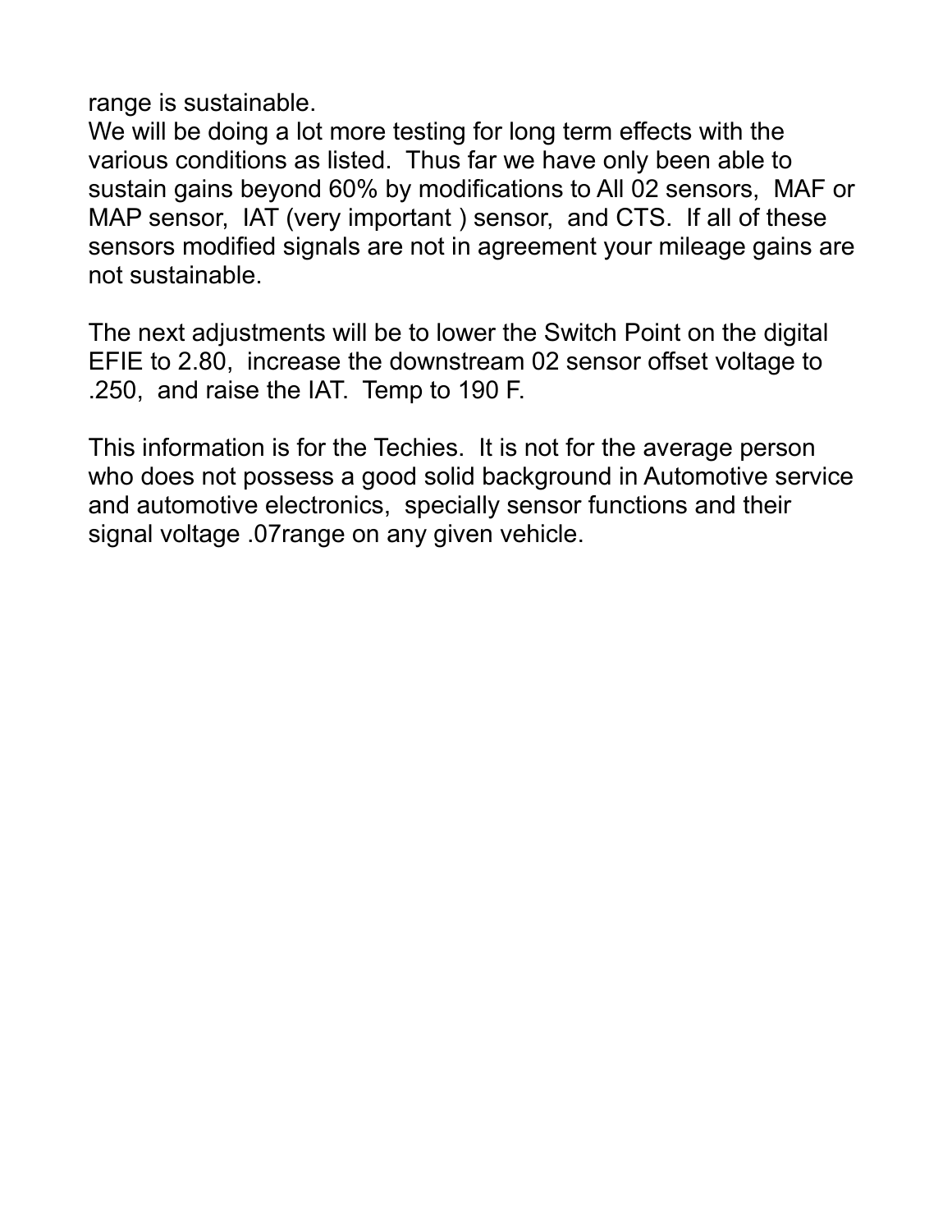range is sustainable.
We will be doing a lot more testing for long term effects with the various conditions as listed. Thus far we have only been able to sustain gains beyond 60% by modifications to All 02 sensors, MAF or MAP sensor, IAT (very important ) sensor, and CTS. If all of these sensors modified signals are not in agreement your mileage gains are not sustainable.

The next adjustments will be to lower the Switch Point on the digital EFIE to 2.80, increase the downstream 02 sensor offset voltage to .250, and raise the IAT. Temp to 190 F.

This information is for the Techies. It is not for the average person who does not possess a good solid background in Automotive service and automotive electronics, specially sensor functions and their signal voltage .07range on any given vehicle.